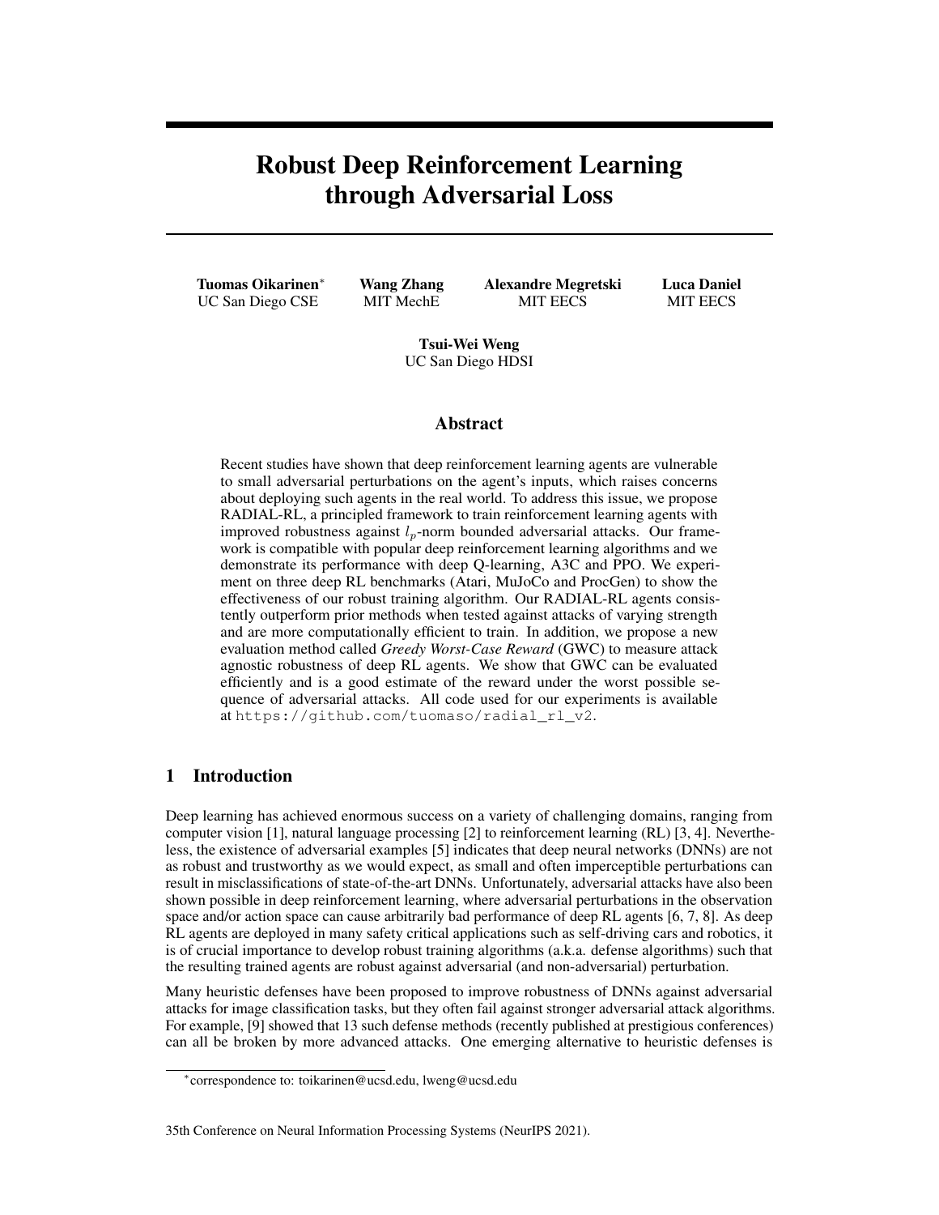# Robust Deep Reinforcement Learning through Adversarial Loss

**Tuomas Oikarinen**[*] UC San Diego CSE

**Wang Zhang** MIT MechE

**Alexandre Megretski** MIT EECS

**Luca Daniel** MIT EECS

**Tsui-Wei Weng** UC San Diego HDSI

## Abstract

Recent studies have shown that deep reinforcement learning agents are vulnerable to small adversarial perturbations on the agent's inputs, which raises concerns about deploying such agents in the real world. To address this issue, we propose RADIAL-RL, a principled framework to train reinforcement learning agents with improved robustness against $l_p$-norm bounded adversarial attacks. Our framework is compatible with popular deep reinforcement learning algorithms and we demonstrate its performance with deep Q-learning, A3C and PPO. We experiment on three deep RL benchmarks (Atari, MuJoCo and ProcGen) to show the effectiveness of our robust training algorithm. Our RADIAL-RL agents consistently outperform prior methods when tested against attacks of varying strength and are more computationally efficient to train. In addition, we propose a new evaluation method called *Greedy Worst-Case Reward* (GWC) to measure attack agnostic robustness of deep RL agents. We show that GWC can be evaluated efficiently and is a good estimate of the reward under the worst possible sequence of adversarial attacks. All code used for our experiments is available at https://github.com/tuomaso/radial_rl_v2.

## 1 Introduction

Deep learning has achieved enormous success on a variety of challenging domains, ranging from computer vision [1], natural language processing [2] to reinforcement learning (RL) [3, 4]. Nevertheless, the existence of adversarial examples [5] indicates that deep neural networks (DNNs) are not as robust and trustworthy as we would expect, as small and often imperceptible perturbations can result in misclassifications of state-of-the-art DNNs. Unfortunately, adversarial attacks have also been shown possible in deep reinforcement learning, where adversarial perturbations in the observation space and/or action space can cause arbitrarily bad performance of deep RL agents [6, 7, 8]. As deep RL agents are deployed in many safety critical applications such as self-driving cars and robotics, it is of crucial importance to develop robust training algorithms (a.k.a. defense algorithms) such that the resulting trained agents are robust against adversarial (and non-adversarial) perturbation.

Many heuristic defenses have been proposed to improve robustness of DNNs against adversarial attacks for image classification tasks, but they often fail against stronger adversarial attack algorithms. For example, [9] showed that 13 such defense methods (recently published at prestigious conferences) can all be broken by more advanced attacks. One emerging alternative to heuristic defenses is

[*]correspondence to: toikarinen@ucsd.edu, lweng@ucsd.edu

35th Conference on Neural Information Processing Systems (NeurIPS 2021).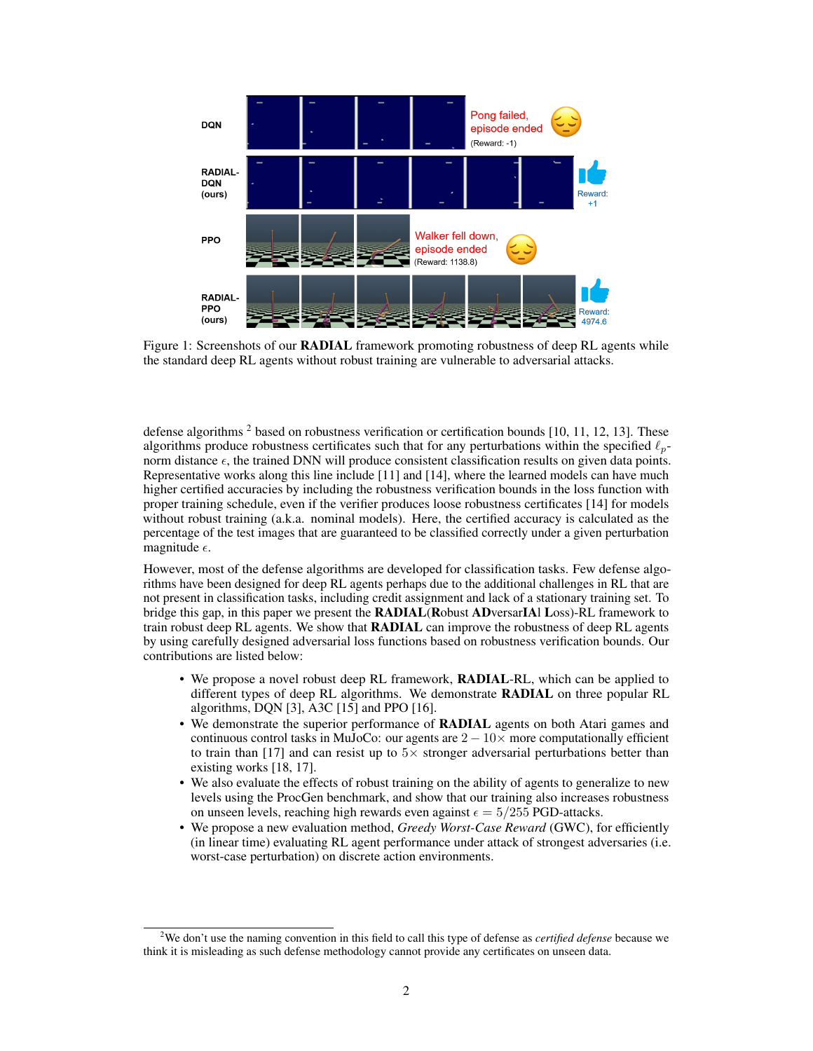Figure 1: Screenshots of our **RADIAL** framework promoting robustness of deep RL agents while the standard deep RL agents without robust training are vulnerable to adversarial attacks.

defense algorithms [2] based on robustness verification or certification bounds [10, 11, 12, 13]. These algorithms produce robustness certificates such that for any perturbations within the specified $\ell_p$-norm distance $\epsilon$, the trained DNN will produce consistent classification results on given data points. Representative works along this line include [11] and [14], where the learned models can have much higher certified accuracies by including the robustness verification bounds in the loss function with proper training schedule, even if the verifier produces loose robustness certificates [14] for models without robust training (a.k.a. nominal models). Here, the certified accuracy is calculated as the percentage of the test images that are guaranteed to be classified correctly under a given perturbation magnitude $\epsilon$.

However, most of the defense algorithms are developed for classification tasks. Few defense algorithms have been designed for deep RL agents perhaps due to the additional challenges in RL that are not present in classification tasks, including credit assignment and lack of a stationary training set. To bridge this gap, in this paper we present the **RADIAL**(**R**obust **AD**versar**IA**l **L**oss)-RL framework to train robust deep RL agents. We show that **RADIAL** can improve the robustness of deep RL agents by using carefully designed adversarial loss functions based on robustness verification bounds. Our contributions are listed below:

- We propose a novel robust deep RL framework, **RADIAL**-RL, which can be applied to different types of deep RL algorithms. We demonstrate **RADIAL** on three popular RL algorithms, DQN [3], A3C [15] and PPO [16].
- We demonstrate the superior performance of **RADIAL** agents on both Atari games and continuous control tasks in MuJoCo: our agents are $2-10\times$ more computationally efficient to train than [17] and can resist up to $5\times$ stronger adversarial perturbations better than existing works [18, 17].
- We also evaluate the effects of robust training on the ability of agents to generalize to new levels using the ProcGen benchmark, and show that our training also increases robustness on unseen levels, reaching high rewards even against $\epsilon = 5/255$ PGD-attacks.
- We propose a new evaluation method, *Greedy Worst-Case Reward* (GWC), for efficiently (in linear time) evaluating RL agent performance under attack of strongest adversaries (i.e. worst-case perturbation) on discrete action environments.

[2] We don't use the naming convention in this field to call this type of defense as *certified defense* because we think it is misleading as such defense methodology cannot provide any certificates on unseen data.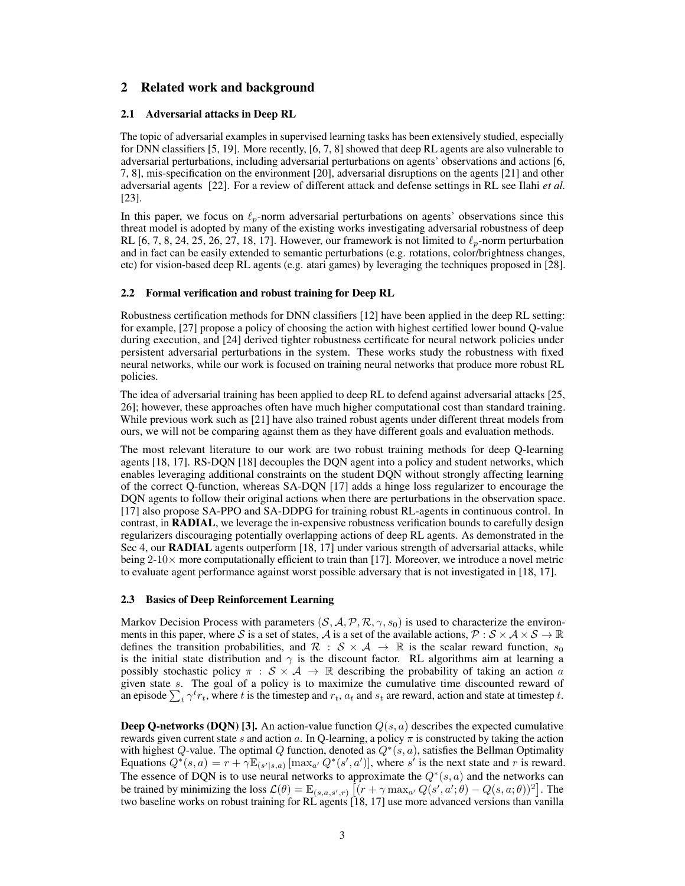## 2 Related work and background

### 2.1 Adversarial attacks in Deep RL

The topic of adversarial examples in supervised learning tasks has been extensively studied, especially for DNN classifiers [5, 19]. More recently, [6, 7, 8] showed that deep RL agents are also vulnerable to adversarial perturbations, including adversarial perturbations on agents' observations and actions [6, 7, 8], mis-specification on the environment [20], adversarial disruptions on the agents [21] and other adversarial agents [22]. For a review of different attack and defense settings in RL see Ilahi *et al.* [23].

In this paper, we focus on $\ell_p$-norm adversarial perturbations on agents' observations since this threat model is adopted by many of the existing works investigating adversarial robustness of deep RL [6, 7, 8, 24, 25, 26, 27, 18, 17]. However, our framework is not limited to $\ell_p$-norm perturbation and in fact can be easily extended to semantic perturbations (e.g. rotations, color/brightness changes, etc) for vision-based deep RL agents (e.g. atari games) by leveraging the techniques proposed in [28].

### 2.2 Formal verification and robust training for Deep RL

Robustness certification methods for DNN classifiers [12] have been applied in the deep RL setting: for example, [27] propose a policy of choosing the action with highest certified lower bound Q-value during execution, and [24] derived tighter robustness certificate for neural network policies under persistent adversarial perturbations in the system. These works study the robustness with fixed neural networks, while our work is focused on training neural networks that produce more robust RL policies.

The idea of adversarial training has been applied to deep RL to defend against adversarial attacks [25, 26]; however, these approaches often have much higher computational cost than standard training. While previous work such as [21] have also trained robust agents under different threat models from ours, we will not be comparing against them as they have different goals and evaluation methods.

The most relevant literature to our work are two robust training methods for deep Q-learning agents [18, 17]. RS-DQN [18] decouples the DQN agent into a policy and student networks, which enables leveraging additional constraints on the student DQN without strongly affecting learning of the correct Q-function, whereas SA-DQN [17] adds a hinge loss regularizer to encourage the DQN agents to follow their original actions when there are perturbations in the observation space. [17] also propose SA-PPO and SA-DDPG for training robust RL-agents in continuous control. In contrast, in **RADIAL**, we leverage the in-expensive robustness verification bounds to carefully design regularizers discouraging potentially overlapping actions of deep RL agents. As demonstrated in the Sec 4, our **RADIAL** agents outperform [18, 17] under various strength of adversarial attacks, while being 2-10$\times$ more computationally efficient to train than [17]. Moreover, we introduce a novel metric to evaluate agent performance against worst possible adversary that is not investigated in [18, 17].

### 2.3 Basics of Deep Reinforcement Learning

Markov Decision Process with parameters $(\mathcal{S}, \mathcal{A}, \mathcal{P}, \mathcal{R}, \gamma, s_0)$ is used to characterize the environments in this paper, where $\mathcal{S}$ is a set of states, $\mathcal{A}$ is a set of the available actions, $\mathcal{P} : \mathcal{S} \times \mathcal{A} \times \mathcal{S} \to \mathbb{R}$ defines the transition probabilities, and $\mathcal{R} : \mathcal{S} \times \mathcal{A} \to \mathbb{R}$ is the scalar reward function, $s_0$ is the initial state distribution and $\gamma$ is the discount factor. RL algorithms aim at learning a possibly stochastic policy $\pi : \mathcal{S} \times \mathcal{A} \to \mathbb{R}$ describing the probability of taking an action $a$ given state $s$. The goal of a policy is to maximize the cumulative time discounted reward of an episode $\sum_t \gamma^t r_t$, where $t$ is the timestep and $r_t$, $a_t$ and $s_t$ are reward, action and state at timestep $t$.

**Deep Q-networks (DQN) [3].** An action-value function $Q(s, a)$ describes the expected cumulative rewards given current state $s$ and action $a$. In Q-learning, a policy $\pi$ is constructed by taking the action with highest $Q$-value. The optimal $Q$ function, denoted as $Q^*(s, a)$, satisfies the Bellman Optimality Equations $Q^*(s, a) = r + \gamma \mathbb{E}_{(s'|s,a)} [\max_{a'} Q^*(s', a')]$, where $s'$ is the next state and $r$ is reward. The essence of DQN is to use neural networks to approximate the $Q^*(s, a)$ and the networks can be trained by minimizing the loss $\mathcal{L}(\theta) = \mathbb{E}_{(s,a,s',r)} \left[ (r + \gamma \max_{a'} Q(s', a'; \theta) - Q(s, a; \theta))^2 \right]$. The two baseline works on robust training for RL agents [18, 17] use more advanced versions than vanilla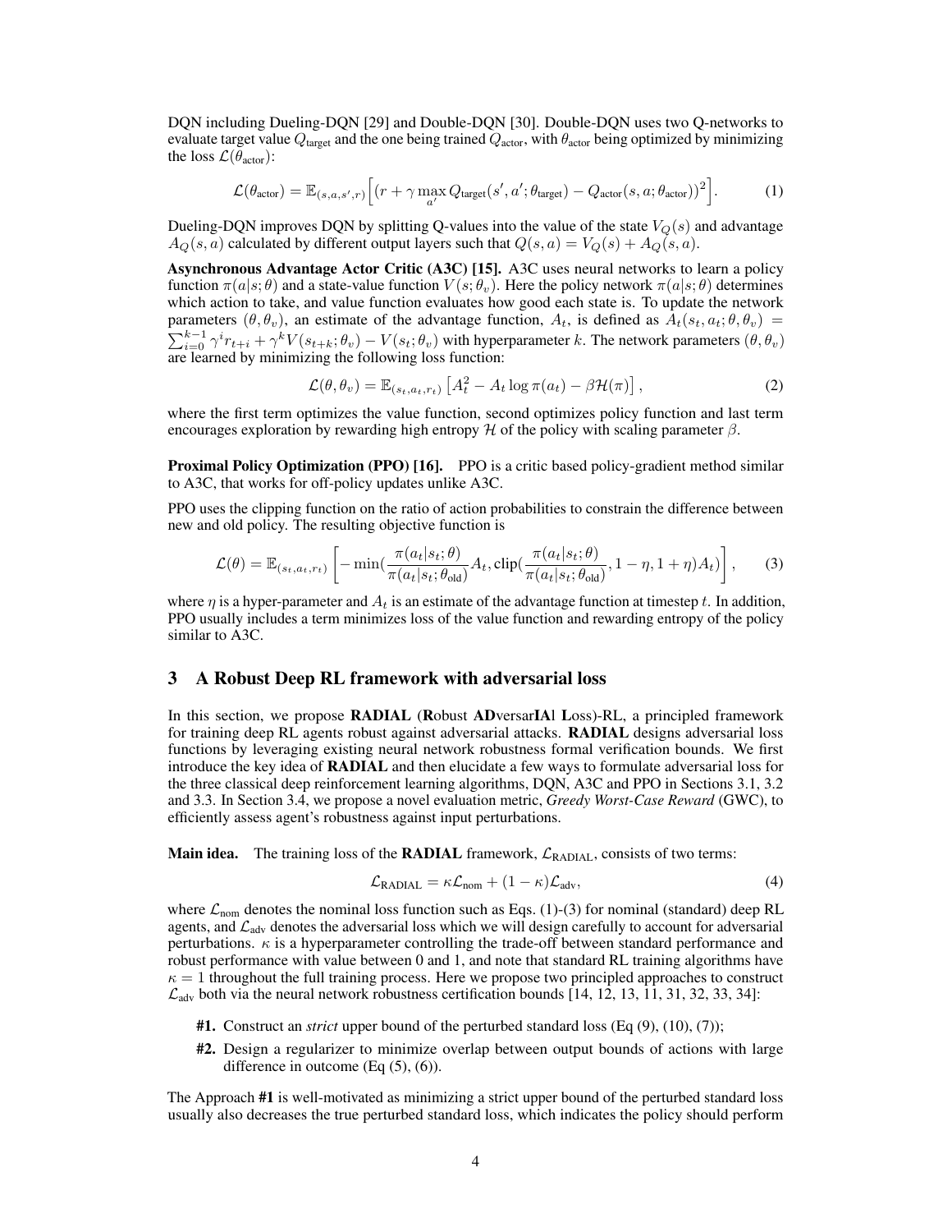DQN including Dueling-DQN [29] and Double-DQN [30]. Double-DQN uses two Q-networks to evaluate target value $Q_{\text{target}}$ and the one being trained $Q_{\text{actor}}$, with $\theta_{\text{actor}}$ being optimized by minimizing the loss $\mathcal{L}(\theta_{\text{actor}})$:

$$\mathcal{L}(\theta_{\text{actor}}) = \mathbb{E}_{(s,a,s',r)}\Big[(r + \gamma \max_{a'} Q_{\text{target}}(s', a'; \theta_{\text{target}}) - Q_{\text{actor}}(s, a; \theta_{\text{actor}}))^2\Big]. \tag{1}$$

Dueling-DQN improves DQN by splitting Q-values into the value of the state $V_Q(s)$ and advantage $A_Q(s,a)$ calculated by different output layers such that $Q(s,a) = V_Q(s) + A_Q(s,a)$.

**Asynchronous Advantage Actor Critic (A3C) [15].** A3C uses neural networks to learn a policy function $\pi(a|s;\theta)$ and a state-value function $V(s;\theta_v)$. Here the policy network $\pi(a|s;\theta)$ determines which action to take, and value function evaluates how good each state is. To update the network parameters $(\theta, \theta_v)$, an estimate of the advantage function, $A_t$, is defined as $A_t(s_t, a_t; \theta, \theta_v) = \sum_{i=0}^{k-1} \gamma^i r_{t+i} + \gamma^k V(s_{t+k}; \theta_v) - V(s_t; \theta_v)$ with hyperparameter $k$. The network parameters $(\theta, \theta_v)$ are learned by minimizing the following loss function:

$$\mathcal{L}(\theta, \theta_v) = \mathbb{E}_{(s_t, a_t, r_t)}\left[A_t^2 - A_t \log \pi(a_t) - \beta \mathcal{H}(\pi)\right], \tag{2}$$

where the first term optimizes the value function, second optimizes policy function and last term encourages exploration by rewarding high entropy $\mathcal{H}$ of the policy with scaling parameter $\beta$.

**Proximal Policy Optimization (PPO) [16].** PPO is a critic based policy-gradient method similar to A3C, that works for off-policy updates unlike A3C.

PPO uses the clipping function on the ratio of action probabilities to constrain the difference between new and old policy. The resulting objective function is

$$\mathcal{L}(\theta) = \mathbb{E}_{(s_t, a_t, r_t)}\left[-\min\left(\frac{\pi(a_t|s_t;\theta)}{\pi(a_t|s_t;\theta_{\text{old}})} A_t, \text{clip}\left(\frac{\pi(a_t|s_t;\theta)}{\pi(a_t|s_t;\theta_{\text{old}})}, 1-\eta, 1+\eta\right) A_t\right)\right], \tag{3}$$

where $\eta$ is a hyper-parameter and $A_t$ is an estimate of the advantage function at timestep $t$. In addition, PPO usually includes a term minimizes loss of the value function and rewarding entropy of the policy similar to A3C.

## 3 A Robust Deep RL framework with adversarial loss

In this section, we propose **RADIAL** (**R**obust **AD**versar**IA**l **L**oss)-RL, a principled framework for training deep RL agents robust against adversarial attacks. **RADIAL** designs adversarial loss functions by leveraging existing neural network robustness formal verification bounds. We first introduce the key idea of **RADIAL** and then elucidate a few ways to formulate adversarial loss for the three classical deep reinforcement learning algorithms, DQN, A3C and PPO in Sections 3.1, 3.2 and 3.3. In Section 3.4, we propose a novel evaluation metric, ***Greedy Worst-Case Reward*** (GWC), to efficiently assess agent's robustness against input perturbations.

**Main idea.** The training loss of the **RADIAL** framework, $\mathcal{L}_{\text{RADIAL}}$, consists of two terms:

$$\mathcal{L}_{\text{RADIAL}} = \kappa \mathcal{L}_{\text{nom}} + (1-\kappa)\mathcal{L}_{\text{adv}}, \tag{4}$$

where $\mathcal{L}_{\text{nom}}$ denotes the nominal loss function such as Eqs. (1)-(3) for nominal (standard) deep RL agents, and $\mathcal{L}_{\text{adv}}$ denotes the adversarial loss which we will design carefully to account for adversarial perturbations. $\kappa$ is a hyperparameter controlling the trade-off between standard performance and robust performance with value between 0 and 1, and note that standard RL training algorithms have $\kappa = 1$ throughout the full training process. Here we propose two principled approaches to construct $\mathcal{L}_{\text{adv}}$ both via the neural network robustness certification bounds [14, 12, 13, 11, 31, 32, 33, 34]:

- **#1.** Construct an *strict* upper bound of the perturbed standard loss (Eq (9), (10), (7));
- **#2.** Design a regularizer to minimize overlap between output bounds of actions with large difference in outcome (Eq (5), (6)).

The Approach **#1** is well-motivated as minimizing a strict upper bound of the perturbed standard loss usually also decreases the true perturbed standard loss, which indicates the policy should perform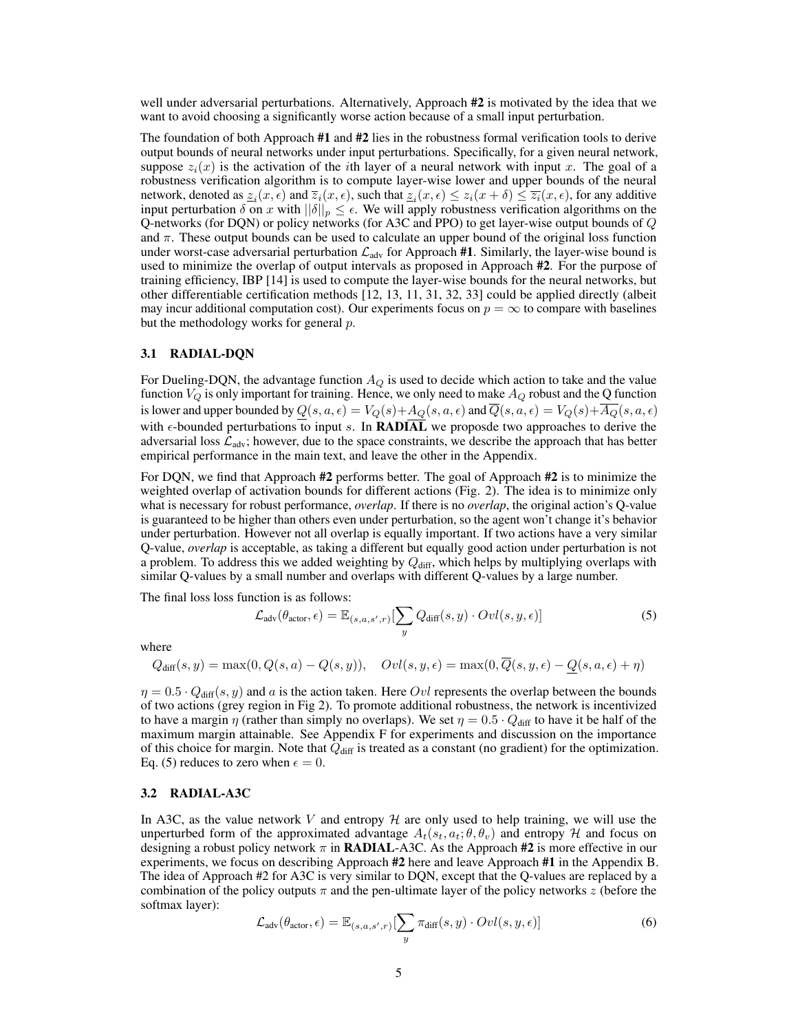well under adversarial perturbations. Alternatively, Approach **#2** is motivated by the idea that we want to avoid choosing a significantly worse action because of a small input perturbation.

The foundation of both Approach **#1** and **#2** lies in the robustness formal verification tools to derive output bounds of neural networks under input perturbations. Specifically, for a given neural network, suppose $z_i(x)$ is the activation of the $i$th layer of a neural network with input $x$. The goal of a robustness verification algorithm is to compute layer-wise lower and upper bounds of the neural network, denoted as $\underline{z}_i(x, \epsilon)$ and $\overline{z}_i(x, \epsilon)$, such that $\underline{z}_i(x, \epsilon) \leq z_i(x + \delta) \leq \overline{z_i}(x, \epsilon)$, for any additive input perturbation $\delta$ on $x$ with $||\delta||_p \leq \epsilon$. We will apply robustness verification algorithms on the Q-networks (for DQN) or policy networks (for A3C and PPO) to get layer-wise output bounds of $Q$ and $\pi$. These output bounds can be used to calculate an upper bound of the original loss function under worst-case adversarial perturbation $\mathcal{L}_{\text{adv}}$ for Approach **#1**. Similarly, the layer-wise bound is used to minimize the overlap of output intervals as proposed in Approach **#2**. For the purpose of training efficiency, IBP [14] is used to compute the layer-wise bounds for the neural networks, but other differentiable certification methods [12, 13, 11, 31, 32, 33] could be applied directly (albeit may incur additional computation cost). Our experiments focus on $p = \infty$ to compare with baselines but the methodology works for general $p$.

### 3.1 RADIAL-DQN

For Dueling-DQN, the advantage function $A_Q$ is used to decide which action to take and the value function $V_Q$ is only important for training. Hence, we only need to make $A_Q$ robust and the Q function is lower and upper bounded by $\underline{Q}(s, a, \epsilon) = V_Q(s) + \underline{A_Q}(s, a, \epsilon)$ and $\overline{Q}(s, a, \epsilon) = V_Q(s) + \overline{A_Q}(s, a, \epsilon)$ with $\epsilon$-bounded perturbations to input $s$. In **RADIAL** we proposde two approaches to derive the adversarial loss $\mathcal{L}_{\text{adv}}$; however, due to the space constraints, we describe the approach that has better empirical performance in the main text, and leave the other in the Appendix.

For DQN, we find that Approach **#2** performs better. The goal of Approach **#2** is to minimize the weighted overlap of activation bounds for different actions (Fig. 2). The idea is to minimize only what is necessary for robust performance, *overlap*. If there is no *overlap*, the original action's Q-value is guaranteed to be higher than others even under perturbation, so the agent won't change it's behavior under perturbation. However not all overlap is equally important. If two actions have a very similar Q-value, *overlap* is acceptable, as taking a different but equally good action under perturbation is not a problem. To address this we added weighting by $Q_{\text{diff}}$, which helps by multiplying overlaps with similar Q-values by a small number and overlaps with different Q-values by a large number.

The final loss loss function is as follows:

$$\mathcal{L}_{\text{adv}}(\theta_{\text{actor}}, \epsilon) = \mathbb{E}_{(s,a,s',r)}[\sum_y Q_{\text{diff}}(s, y) \cdot Ovl(s, y, \epsilon)] \tag{5}$$

where

$$Q_{\text{diff}}(s, y) = \max(0, Q(s, a) - Q(s, y)), \quad Ovl(s, y, \epsilon) = \max(0, \overline{Q}(s, y, \epsilon) - \underline{Q}(s, a, \epsilon) + \eta)$$

$\eta = 0.5 \cdot Q_{\text{diff}}(s, y)$ and $a$ is the action taken. Here $Ovl$ represents the overlap between the bounds of two actions (grey region in Fig 2). To promote additional robustness, the network is incentivized to have a margin $\eta$ (rather than simply no overlaps). We set $\eta = 0.5 \cdot Q_{\text{diff}}$ to have it be half of the maximum margin attainable. See Appendix F for experiments and discussion on the importance of this choice for margin. Note that $Q_{\text{diff}}$ is treated as a constant (no gradient) for the optimization. Eq. (5) reduces to zero when $\epsilon = 0$.

### 3.2 RADIAL-A3C

In A3C, as the value network $V$ and entropy $\mathcal{H}$ are only used to help training, we will use the unperturbed form of the approximated advantage $A_t(s_t, a_t; \theta, \theta_v)$ and entropy $\mathcal{H}$ and focus on designing a robust policy network $\pi$ in **RADIAL**-A3C. As the Approach **#2** is more effective in our experiments, we focus on describing Approach **#2** here and leave Approach **#1** in the Appendix B. The idea of Approach #2 for A3C is very similar to DQN, except that the Q-values are replaced by a combination of the policy outputs $\pi$ and the pen-ultimate layer of the policy networks $z$ (before the softmax layer):

$$\mathcal{L}_{\text{adv}}(\theta_{\text{actor}}, \epsilon) = \mathbb{E}_{(s,a,s',r)}[\sum_y \pi_{\text{diff}}(s, y) \cdot Ovl(s, y, \epsilon)] \tag{6}$$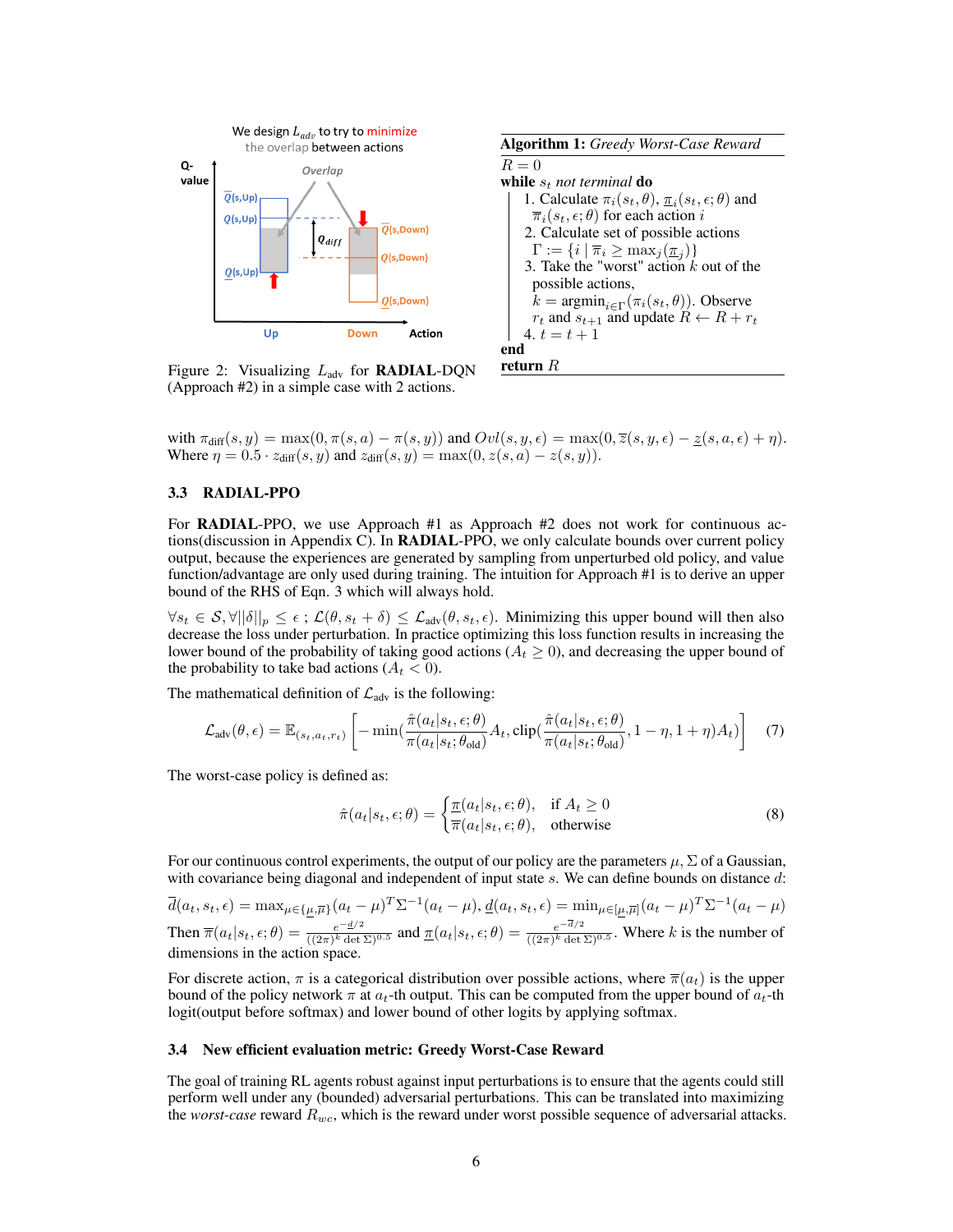We design $L_{adv}$ to try to minimize the overlap between actions

Figure 2: Visualizing $L_{\text{adv}}$ for **RADIAL**-DQN (Approach #2) in a simple case with 2 actions.

**Algorithm 1:** *Greedy Worst-Case Reward*

$R = 0$
**while** $s_t$ *not terminal* **do**
1. Calculate $\pi_i(s_t, \theta)$, $\underline{\pi}_i(s_t, \epsilon; \theta)$ and $\overline{\pi}_i(s_t, \epsilon; \theta)$ for each action $i$
2. Calculate set of possible actions $\Gamma := \{i \mid \overline{\pi}_i \geq \max_j(\underline{\pi}_j)\}$
3. Take the "worst" action $k$ out of the possible actions, $k = \text{argmin}_{i \in \Gamma}(\pi_i(s_t, \theta))$. Observe $r_t$ and $s_{t+1}$ and update $R \leftarrow R + r_t$
4. $t = t + 1$

**end**
**return** $R$

with $\pi_{\text{diff}}(s, y) = \max(0, \pi(s, a) - \pi(s, y))$ and $Ovl(s, y, \epsilon) = \max(0, \overline{z}(s, y, \epsilon) - \underline{z}(s, a, \epsilon) + \eta)$. Where $\eta = 0.5 \cdot z_{\text{diff}}(s, y)$ and $z_{\text{diff}}(s, y) = \max(0, z(s, a) - z(s, y))$.

### 3.3 RADIAL-PPO

For **RADIAL**-PPO, we use Approach #1 as Approach #2 does not work for continuous actions(discussion in Appendix C). In **RADIAL**-PPO, we only calculate bounds over current policy output, because the experiences are generated by sampling from unperturbed old policy, and value function/advantage are only used during training. The intuition for Approach #1 is to derive an upper bound of the RHS of Eqn. 3 which will always hold.

$\forall s_t \in \mathcal{S}, \forall ||\delta||_p \leq \epsilon$ ; $\mathcal{L}(\theta, s_t + \delta) \leq \mathcal{L}_{\text{adv}}(\theta, s_t, \epsilon)$. Minimizing this upper bound will then also decrease the loss under perturbation. In practice optimizing this loss function results in increasing the lower bound of the probability of taking good actions ($A_t \geq 0$), and decreasing the upper bound of the probability to take bad actions ($A_t < 0$).

The mathematical definition of $\mathcal{L}_{\text{adv}}$ is the following:

$$\mathcal{L}_{\text{adv}}(\theta, \epsilon) = \mathbb{E}_{(s_t, a_t, r_t)}\left[-\min\left(\frac{\hat{\pi}(a_t|s_t, \epsilon; \theta)}{\pi(a_t|s_t; \theta_{\text{old}})}A_t, \text{clip}\left(\frac{\hat{\pi}(a_t|s_t, \epsilon; \theta)}{\pi(a_t|s_t; \theta_{\text{old}})}, 1 - \eta, 1 + \eta\right)A_t\right)\right] \tag{7}$$

The worst-case policy is defined as:

$$\hat{\pi}(a_t|s_t, \epsilon; \theta) = \begin{cases} \underline{\pi}(a_t|s_t, \epsilon; \theta), & \text{if } A_t \geq 0 \\ \overline{\pi}(a_t|s_t, \epsilon; \theta), & \text{otherwise} \end{cases} \tag{8}$$

For our continuous control experiments, the output of our policy are the parameters $\mu, \Sigma$ of a Gaussian, with covariance being diagonal and independent of input state $s$. We can define bounds on distance $d$:

$\overline{d}(a_t, s_t, \epsilon) = \max_{\mu \in \{\underline{\mu}, \overline{\mu}\}}(a_t - \mu)^T \Sigma^{-1}(a_t - \mu)$, $\underline{d}(a_t, s_t, \epsilon) = \min_{\mu \in [\underline{\mu}, \overline{\mu}]}(a_t - \mu)^T \Sigma^{-1}(a_t - \mu)$

Then $\overline{\pi}(a_t|s_t, \epsilon; \theta) = \frac{e^{-\underline{d}/2}}{((2\pi)^k \det \Sigma)^{0.5}}$ and $\underline{\pi}(a_t|s_t, \epsilon; \theta) = \frac{e^{-\overline{d}/2}}{((2\pi)^k \det \Sigma)^{0.5}}$. Where $k$ is the number of dimensions in the action space.

For discrete action, $\pi$ is a categorical distribution over possible actions, where $\overline{\pi}(a_t)$ is the upper bound of the policy network $\pi$ at $a_t$-th output. This can be computed from the upper bound of $a_t$-th logit(output before softmax) and lower bound of other logits by applying softmax.

### 3.4 New efficient evaluation metric: Greedy Worst-Case Reward

The goal of training RL agents robust against input perturbations is to ensure that the agents could still perform well under any (bounded) adversarial perturbations. This can be translated into maximizing the *worst-case* reward $R_{wc}$, which is the reward under worst possible sequence of adversarial attacks.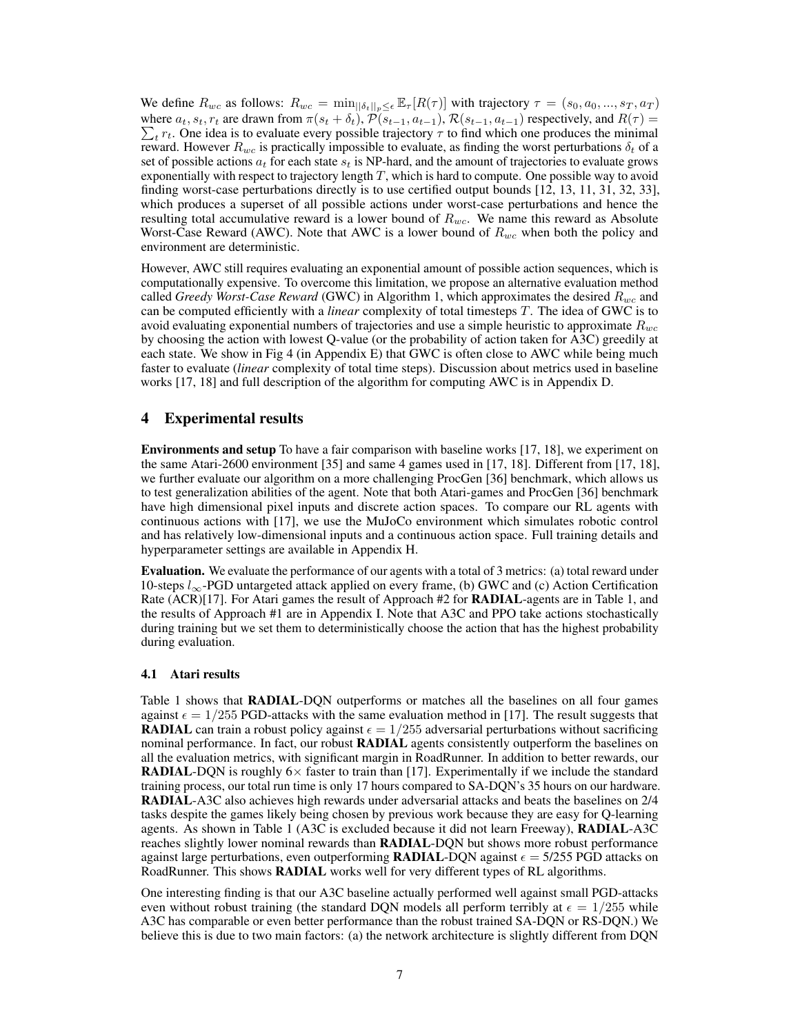We define $R_{wc}$ as follows: $R_{wc} = \min_{||\delta_t||_p \le \epsilon} \mathbb{E}_\tau[R(\tau)]$ with trajectory $\tau = (s_0, a_0, ..., s_T, a_T)$ where $a_t, s_t, r_t$ are drawn from $\pi(s_t + \delta_t)$, $\mathcal{P}(s_{t-1}, a_{t-1})$, $\mathcal{R}(s_{t-1}, a_{t-1})$ respectively, and $R(\tau) = \sum_t r_t$. One idea is to evaluate every possible trajectory $\tau$ to find which one produces the minimal reward. However $R_{wc}$ is practically impossible to evaluate, as finding the worst perturbations $\delta_t$ of a set of possible actions $a_t$ for each state $s_t$ is NP-hard, and the amount of trajectories to evaluate grows exponentially with respect to trajectory length $T$, which is hard to compute. One possible way to avoid finding worst-case perturbations directly is to use certified output bounds [12, 13, 11, 31, 32, 33], which produces a superset of all possible actions under worst-case perturbations and hence the resulting total accumulative reward is a lower bound of $R_{wc}$. We name this reward as Absolute Worst-Case Reward (AWC). Note that AWC is a lower bound of $R_{wc}$ when both the policy and environment are deterministic.

However, AWC still requires evaluating an exponential amount of possible action sequences, which is computationally expensive. To overcome this limitation, we propose an alternative evaluation method called *Greedy Worst-Case Reward* (GWC) in Algorithm 1, which approximates the desired $R_{wc}$ and can be computed efficiently with a *linear* complexity of total timesteps $T$. The idea of GWC is to avoid evaluating exponential numbers of trajectories and use a simple heuristic to approximate $R_{wc}$ by choosing the action with lowest Q-value (or the probability of action taken for A3C) greedily at each state. We show in Fig 4 (in Appendix E) that GWC is often close to AWC while being much faster to evaluate (*linear* complexity of total time steps). Discussion about metrics used in baseline works [17, 18] and full description of the algorithm for computing AWC is in Appendix D.

## 4 Experimental results

**Environments and setup** To have a fair comparison with baseline works [17, 18], we experiment on the same Atari-2600 environment [35] and same 4 games used in [17, 18]. Different from [17, 18], we further evaluate our algorithm on a more challenging ProcGen [36] benchmark, which allows us to test generalization abilities of the agent. Note that both Atari-games and ProcGen [36] benchmark have high dimensional pixel inputs and discrete action spaces. To compare our RL agents with continuous actions with [17], we use the MuJoCo environment which simulates robotic control and has relatively low-dimensional inputs and a continuous action space. Full training details and hyperparameter settings are available in Appendix H.

**Evaluation.** We evaluate the performance of our agents with a total of 3 metrics: (a) total reward under 10-steps $l_\infty$-PGD untargeted attack applied on every frame, (b) GWC and (c) Action Certification Rate (ACR)[17]. For Atari games the result of Approach #2 for **RADIAL**-agents are in Table 1, and the results of Approach #1 are in Appendix I. Note that A3C and PPO take actions stochastically during training but we set them to deterministically choose the action that has the highest probability during evaluation.

### 4.1 Atari results

Table 1 shows that **RADIAL**-DQN outperforms or matches all the baselines on all four games against $\epsilon = 1/255$ PGD-attacks with the same evaluation method in [17]. The result suggests that **RADIAL** can train a robust policy against $\epsilon = 1/255$ adversarial perturbations without sacrificing nominal performance. In fact, our robust **RADIAL** agents consistently outperform the baselines on all the evaluation metrics, with significant margin in RoadRunner. In addition to better rewards, our **RADIAL**-DQN is roughly $6\times$ faster to train than [17]. Experimentally if we include the standard training process, our total run time is only 17 hours compared to SA-DQN's 35 hours on our hardware. **RADIAL**-A3C also achieves high rewards under adversarial attacks and beats the baselines on 2/4 tasks despite the games likely being chosen by previous work because they are easy for Q-learning agents. As shown in Table 1 (A3C is excluded because it did not learn Freeway), **RADIAL**-A3C reaches slightly lower nominal rewards than **RADIAL**-DQN but shows more robust performance against large perturbations, even outperforming **RADIAL**-DQN against $\epsilon$ = 5/255 PGD attacks on RoadRunner. This shows **RADIAL** works well for very different types of RL algorithms.

One interesting finding is that our A3C baseline actually performed well against small PGD-attacks even without robust training (the standard DQN models all perform terribly at $\epsilon = 1/255$ while A3C has comparable or even better performance than the robust trained SA-DQN or RS-DQN.) We believe this is due to two main factors: (a) the network architecture is slightly different from DQN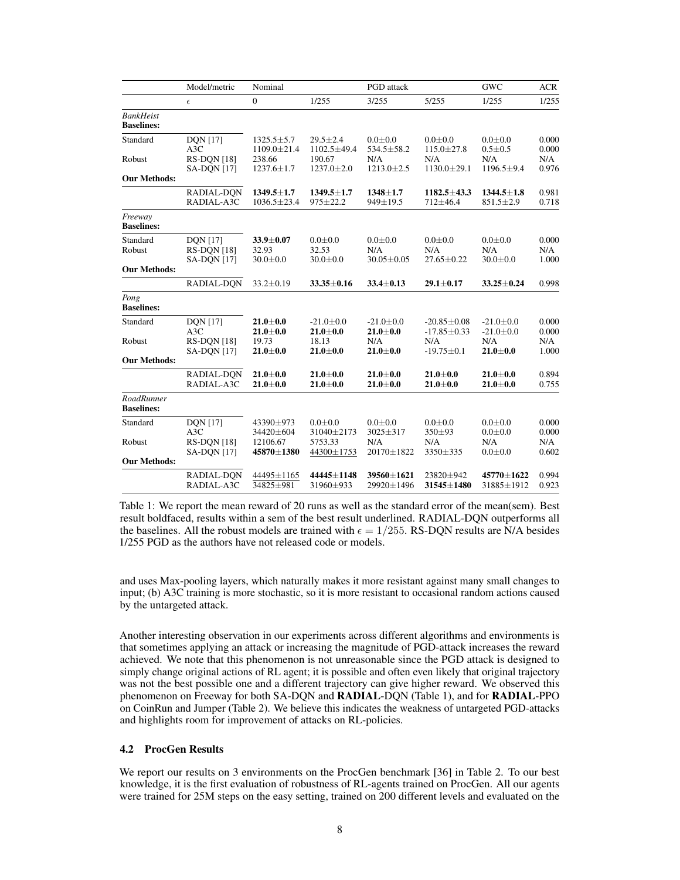| | Model/metric | Nominal | | PGD attack | | GWC | ACR |
|---|---|---|---|---|---|---|---|
| | $\epsilon$ | 0 | 1/255 | 3/255 | 5/255 | 1/255 | 1/255 |
| *BankHeist* **Baselines:** | | | | | | | |
| Standard | DQN [17] | 1325.5±5.7 | 29.5±2.4 | 0.0±0.0 | 0.0±0.0 | 0.0±0.0 | 0.000 |
| | A3C | 1109.0±21.4 | 1102.5±49.4 | 534.5±58.2 | 115.0±27.8 | 0.5±0.5 | 0.000 |
| Robust | RS-DQN [18] | 238.66 | 190.67 | N/A | N/A | N/A | N/A |
| | SA-DQN [17] | 1237.6±1.7 | 1237.0±2.0 | 1213.0±2.5 | 1130.0±29.1 | 1196.5±9.4 | 0.976 |
| **Our Methods:** | | | | | | | |
| | RADIAL-DQN | **1349.5±1.7** | **1349.5±1.7** | **1348±1.7** | **1182.5±43.3** | **1344.5±1.8** | 0.981 |
| | RADIAL-A3C | 1036.5±23.4 | 975±22.2 | 949±19.5 | 712±46.4 | 851.5±2.9 | 0.718 |
| *Freeway* **Baselines:** | | | | | | | |
| Standard | DQN [17] | **33.9±0.07** | 0.0±0.0 | 0.0±0.0 | 0.0±0.0 | 0.0±0.0 | 0.000 |
| Robust | RS-DQN [18] | 32.93 | 32.53 | N/A | N/A | N/A | N/A |
| | SA-DQN [17] | 30.0±0.0 | 30.0±0.0 | 30.05±0.05 | 27.65±0.22 | 30.0±0.0 | 1.000 |
| **Our Methods:** | | | | | | | |
| | RADIAL-DQN | 33.2±0.19 | **33.35±0.16** | **33.4±0.13** | **29.1±0.17** | **33.25±0.24** | 0.998 |
| *Pong* **Baselines:** | | | | | | | |
| Standard | DQN [17] | **21.0±0.0** | -21.0±0.0 | -21.0±0.0 | -20.85±0.08 | -21.0±0.0 | 0.000 |
| | A3C | **21.0±0.0** | **21.0±0.0** | **21.0±0.0** | -17.85±0.33 | -21.0±0.0 | 0.000 |
| Robust | RS-DQN [18] | 19.73 | 18.13 | N/A | N/A | N/A | N/A |
| | SA-DQN [17] | **21.0±0.0** | **21.0±0.0** | **21.0±0.0** | -19.75±0.1 | **21.0±0.0** | 1.000 |
| **Our Methods:** | | | | | | | |
| | RADIAL-DQN | **21.0±0.0** | **21.0±0.0** | **21.0±0.0** | **21.0±0.0** | **21.0±0.0** | 0.894 |
| | RADIAL-A3C | **21.0±0.0** | **21.0±0.0** | **21.0±0.0** | **21.0±0.0** | **21.0±0.0** | 0.755 |
| *RoadRunner* **Baselines:** | | | | | | | |
| Standard | DQN [17] | 43390±973 | 0.0±0.0 | 0.0±0.0 | 0.0±0.0 | 0.0±0.0 | 0.000 |
| | A3C | 34420±604 | 31040±2173 | 3025±317 | 350±93 | 0.0±0.0 | 0.000 |
| Robust | RS-DQN [18] | 12106.67 | 5753.33 | N/A | N/A | N/A | N/A |
| | SA-DQN [17] | **45870±1380** | 44300±1753 | 20170±1822 | 3350±335 | 0.0±0.0 | 0.602 |
| **Our Methods:** | | | | | | | |
| | RADIAL-DQN | 44495±1165 | **44445±1148** | **39560±1621** | 23820±942 | **45770±1622** | 0.994 |
| | RADIAL-A3C | 34825±981 | 31960±933 | 29920±1496 | **31545±1480** | 31885±1912 | 0.923 |

Table 1: We report the mean reward of 20 runs as well as the standard error of the mean(sem). Best result boldfaced, results within a sem of the best result underlined. RADIAL-DQN outperforms all the baselines. All the robust models are trained with $\epsilon = 1/255$. RS-DQN results are N/A besides 1/255 PGD as the authors have not released code or models.

and uses Max-pooling layers, which naturally makes it more resistant against many small changes to input; (b) A3C training is more stochastic, so it is more resistant to occasional random actions caused by the untargeted attack.

Another interesting observation in our experiments across different algorithms and environments is that sometimes applying an attack or increasing the magnitude of PGD-attack increases the reward achieved. We note that this phenomenon is not unreasonable since the PGD attack is designed to simply change original actions of RL agent; it is possible and often even likely that original trajectory was not the best possible one and a different trajectory can give higher reward. We observed this phenomenon on Freeway for both SA-DQN and **RADIAL**-DQN (Table 1), and for **RADIAL**-PPO on CoinRun and Jumper (Table 2). We believe this indicates the weakness of untargeted PGD-attacks and highlights room for improvement of attacks on RL-policies.

### 4.2 ProcGen Results

We report our results on 3 environments on the ProcGen benchmark [36] in Table 2. To our best knowledge, it is the first evaluation of robustness of RL-agents trained on ProcGen. All our agents were trained for 25M steps on the easy setting, trained on 200 different levels and evaluated on the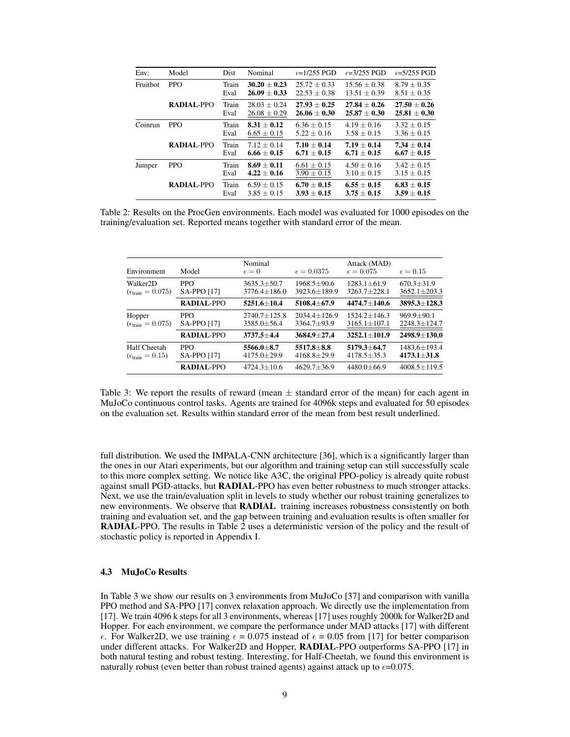| Env: | Model | Dist | Nominal | $\epsilon$=1/255 PGD | $\epsilon$=3/255 PGD | $\epsilon$=5/255 PGD |
|---|---|---|---|---|---|---|
| Fruitbot | PPO | Train | **30.20 $\pm$ 0.23** | 25.72 $\pm$ 0.33 | 15.56 $\pm$ 0.38 | 8.79 $\pm$ 0.35 |
| | | Eval | **26.09 $\pm$ 0.33** | 22.53 $\pm$ 0.38 | 13.51 $\pm$ 0.39 | 8.51 $\pm$ 0.35 |
| | **RADIAL**-PPO | Train | 28.03 $\pm$ 0.24 | **27.93 $\pm$ 0.25** | **27.84 $\pm$ 0.26** | **27.50 $\pm$ 0.26** |
| | | Eval | 26.08 $\pm$ 0.29 | **26.06 $\pm$ 0.30** | **25.87 $\pm$ 0.30** | **25.81 $\pm$ 0.30** |
| Coinrun | PPO | Train | **8.31 $\pm$ 0.12** | 6.36 $\pm$ 0.15 | 4.19 $\pm$ 0.16 | 3.32 $\pm$ 0.15 |
| | | Eval | 6.65 $\pm$ 0.15 | 5.22 $\pm$ 0.16 | 3.58 $\pm$ 0.15 | 3.36 $\pm$ 0.15 |
| | **RADIAL**-PPO | Train | 7.12 $\pm$ 0.14 | **7.10 $\pm$ 0.14** | **7.19 $\pm$ 0.14** | **7.34 $\pm$ 0.14** |
| | | Eval | **6.66 $\pm$ 0.15** | **6.71 $\pm$ 0.15** | **6.71 $\pm$ 0.15** | **6.67 $\pm$ 0.15** |
| Jumper | PPO | Train | **8.69 $\pm$ 0.11** | 6.61 $\pm$ 0.15 | 4.50 $\pm$ 0.16 | 3.42 $\pm$ 0.15 |
| | | Eval | **4.22 $\pm$ 0.16** | 3.90 $\pm$ 0.15 | 3.10 $\pm$ 0.15 | 3.15 $\pm$ 0.15 |
| | **RADIAL**-PPO | Train | 6.59 $\pm$ 0.15 | **6.70 $\pm$ 0.15** | **6.55 $\pm$ 0.15** | **6.83 $\pm$ 0.15** |
| | | Eval | 3.85 $\pm$ 0.15 | **3.93 $\pm$ 0.15** | **3.75 $\pm$ 0.15** | **3.59 $\pm$ 0.15** |

Table 2: Results on the ProcGen environments. Each model was evaluated for 1000 episodes on the training/evaluation set. Reported means together with standard error of the mean.

| Environment | Model | Nominal $\epsilon = 0$ | $\epsilon = 0.0375$ | Attack (MAD) $\epsilon = 0.075$ | $\epsilon = 0.15$ |
|---|---|---|---|---|---|
| Walker2D ($\epsilon_{\text{train}} = 0.075$) | PPO | 3635.3$\pm$50.7 | 1968.5$\pm$90.6 | 1283.1$\pm$61.9 | 670.3$\pm$31.9 |
| | SA-PPO [17] | 3776.4$\pm$186.0 | 3923.6$\pm$189.9 | 3263.7$\pm$228.1 | 3652.1$\pm$203.3 |
| | **RADIAL**-PPO | **5251.6$\pm$10.4** | **5108.4$\pm$67.9** | **4474.7$\pm$140.6** | **3895.3$\pm$128.3** |
| Hopper ($\epsilon_{\text{train}} = 0.075$) | PPO | 2740.7$\pm$125.8 | 2034.4$\pm$126.9 | 1524.2$\pm$146.3 | 969.9$\pm$90.1 |
| | SA-PPO [17] | 3585.0$\pm$56.4 | 3364.7$\pm$93.9 | 3165.1$\pm$107.1 | 2248.3$\pm$124.7 |
| | **RADIAL**-PPO | **3737.5$\pm$4.4** | **3684.9$\pm$27.4** | **3252.1$\pm$101.9** | **2498.9$\pm$130.0** |
| Half Cheetah ($\epsilon_{\text{train}} = 0.15$) | PPO | **5566.0$\pm$8.7** | **5517.8$\pm$8.8** | **5179.3$\pm$64.7** | 1483.6$\pm$193.4 |
| | SA-PPO [17] | 4175.0$\pm$29.9 | 4168.8$\pm$29.9 | 4178.5$\pm$35.3 | **4173.1$\pm$31.8** |
| | **RADIAL**-PPO | 4724.3$\pm$10.6 | 4629.7$\pm$36.9 | 4480.0$\pm$66.9 | 4008.5$\pm$119.5 |

Table 3: We report the results of reward (mean $\pm$ standard error of the mean) for each agent in MuJoCo continuous control tasks. Agents are trained for 4096k steps and evaluated for 50 episodes on the evaluation set. Results within standard error of the mean from best result underlined.

full distribution. We used the IMPALA-CNN architecture [36], which is a significantly larger than the ones in our Atari experiments, but our algorithm and training setup can still successfully scale to this more complex setting. We notice like A3C, the original PPO-policy is already quite robust against small PGD-attacks, but **RADIAL**-PPO has even better robustness to much stronger attacks. Next, we use the train/evaluation split in levels to study whether our robust training generalizes to new environments. We observe that **RADIAL** training increases robustness consistently on both training and evaluation set, and the gap between training and evaluation results is often smaller for **RADIAL**-PPO. The results in Table 2 uses a deterministic version of the policy and the result of stochastic policy is reported in Appendix I.

### 4.3 MuJoCo Results

In Table 3 we show our results on 3 environments from MuJoCo [37] and comparison with vanilla PPO method and SA-PPO [17] convex relaxation approach. We directly use the implementation from [17]. We train 4096 k steps for all 3 environments, whereas [17] uses roughly 2000k for Walker2D and Hopper. For each environment, we compare the performance under MAD attacks [17] with different $\epsilon$. For Walker2D, we use training $\epsilon$ = 0.075 instead of $\epsilon$ = 0.05 from [17] for better comparison under different attacks. For Walker2D and Hopper, **RADIAL**-PPO outperforms SA-PPO [17] in both natural testing and robust testing. Interesting, for Half-Cheetah, we found this environment is naturally robust (even better than robust trained agents) against attack up to $\epsilon$=0.075.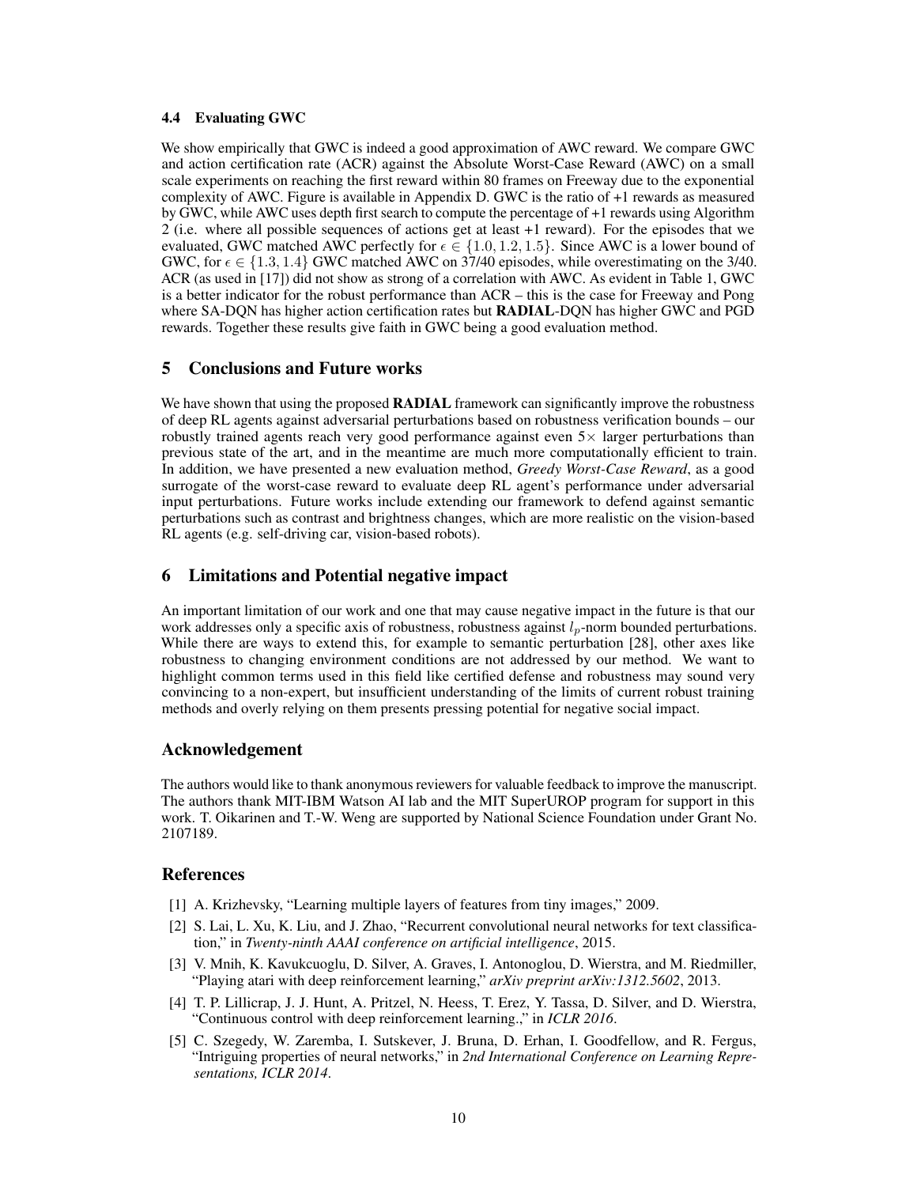### 4.4 Evaluating GWC

We show empirically that GWC is indeed a good approximation of AWC reward. We compare GWC and action certification rate (ACR) against the Absolute Worst-Case Reward (AWC) on a small scale experiments on reaching the first reward within 80 frames on Freeway due to the exponential complexity of AWC. Figure is available in Appendix D. GWC is the ratio of +1 rewards as measured by GWC, while AWC uses depth first search to compute the percentage of +1 rewards using Algorithm 2 (i.e. where all possible sequences of actions get at least +1 reward). For the episodes that we evaluated, GWC matched AWC perfectly for $\epsilon \in \{1.0, 1.2, 1.5\}$. Since AWC is a lower bound of GWC, for $\epsilon \in \{1.3, 1.4\}$ GWC matched AWC on 37/40 episodes, while overestimating on the 3/40. ACR (as used in [17]) did not show as strong of a correlation with AWC. As evident in Table 1, GWC is a better indicator for the robust performance than ACR – this is the case for Freeway and Pong where SA-DQN has higher action certification rates but **RADIAL**-DQN has higher GWC and PGD rewards. Together these results give faith in GWC being a good evaluation method.

## 5 Conclusions and Future works

We have shown that using the proposed **RADIAL** framework can significantly improve the robustness of deep RL agents against adversarial perturbations based on robustness verification bounds – our robustly trained agents reach very good performance against even $5\times$ larger perturbations than previous state of the art, and in the meantime are much more computationally efficient to train. In addition, we have presented a new evaluation method, *Greedy Worst-Case Reward*, as a good surrogate of the worst-case reward to evaluate deep RL agent's performance under adversarial input perturbations. Future works include extending our framework to defend against semantic perturbations such as contrast and brightness changes, which are more realistic on the vision-based RL agents (e.g. self-driving car, vision-based robots).

## 6 Limitations and Potential negative impact

An important limitation of our work and one that may cause negative impact in the future is that our work addresses only a specific axis of robustness, robustness against $l_p$-norm bounded perturbations. While there are ways to extend this, for example to semantic perturbation [28], other axes like robustness to changing environment conditions are not addressed by our method. We want to highlight common terms used in this field like certified defense and robustness may sound very convincing to a non-expert, but insufficient understanding of the limits of current robust training methods and overly relying on them presents pressing potential for negative social impact.

## Acknowledgement

The authors would like to thank anonymous reviewers for valuable feedback to improve the manuscript. The authors thank MIT-IBM Watson AI lab and the MIT SuperUROP program for support in this work. T. Oikarinen and T.-W. Weng are supported by National Science Foundation under Grant No. 2107189.

## References

[1] A. Krizhevsky, "Learning multiple layers of features from tiny images," 2009.

[2] S. Lai, L. Xu, K. Liu, and J. Zhao, "Recurrent convolutional neural networks for text classification," in *Twenty-ninth AAAI conference on artificial intelligence*, 2015.

[3] V. Mnih, K. Kavukcuoglu, D. Silver, A. Graves, I. Antonoglou, D. Wierstra, and M. Riedmiller, "Playing atari with deep reinforcement learning," *arXiv preprint arXiv:1312.5602*, 2013.

[4] T. P. Lillicrap, J. J. Hunt, A. Pritzel, N. Heess, T. Erez, Y. Tassa, D. Silver, and D. Wierstra, "Continuous control with deep reinforcement learning.," in *ICLR 2016*.

[5] C. Szegedy, W. Zaremba, I. Sutskever, J. Bruna, D. Erhan, I. Goodfellow, and R. Fergus, "Intriguing properties of neural networks," in *2nd International Conference on Learning Representations, ICLR 2014*.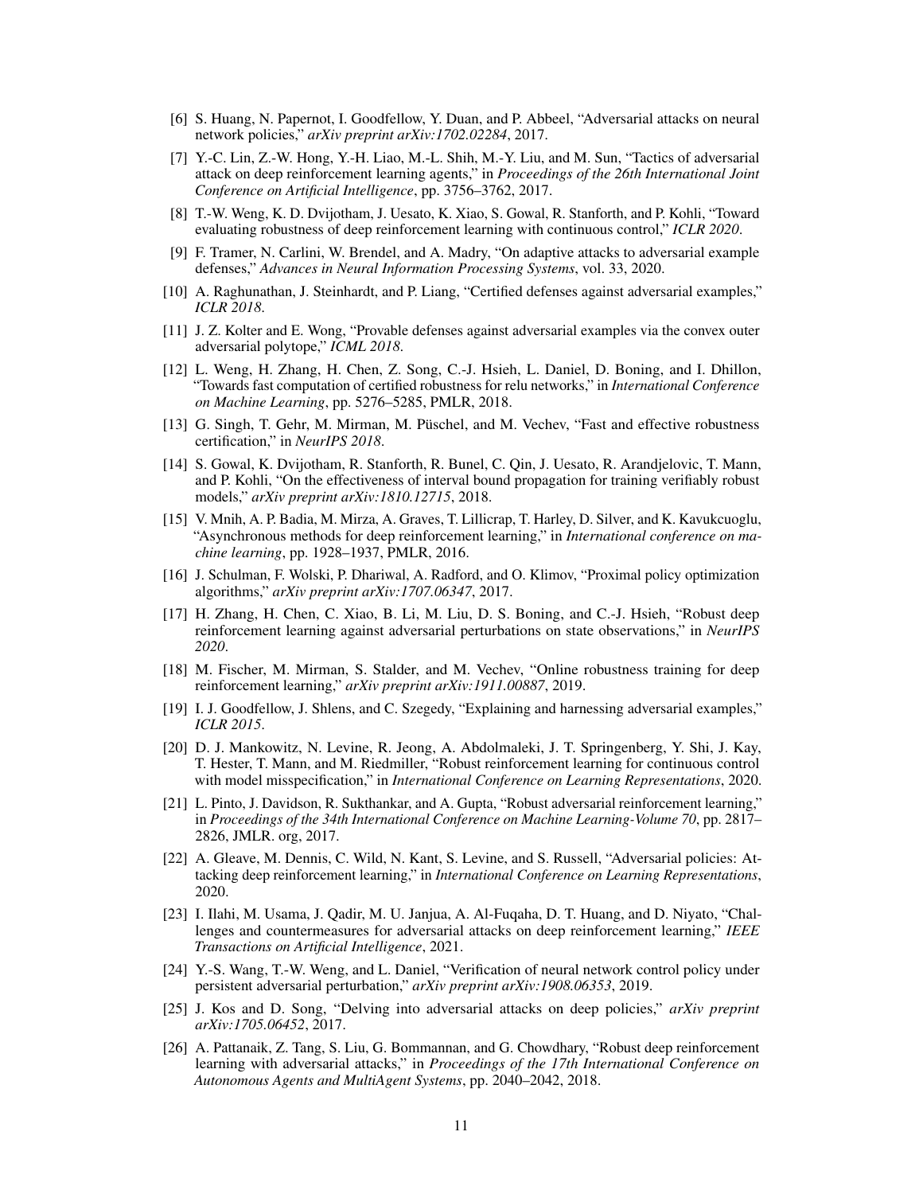[6] S. Huang, N. Papernot, I. Goodfellow, Y. Duan, and P. Abbeel, "Adversarial attacks on neural network policies," *arXiv preprint arXiv:1702.02284*, 2017.

[7] Y.-C. Lin, Z.-W. Hong, Y.-H. Liao, M.-L. Shih, M.-Y. Liu, and M. Sun, "Tactics of adversarial attack on deep reinforcement learning agents," in *Proceedings of the 26th International Joint Conference on Artificial Intelligence*, pp. 3756–3762, 2017.

[8] T.-W. Weng, K. D. Dvijotham, J. Uesato, K. Xiao, S. Gowal, R. Stanforth, and P. Kohli, "Toward evaluating robustness of deep reinforcement learning with continuous control," *ICLR 2020*.

[9] F. Tramer, N. Carlini, W. Brendel, and A. Madry, "On adaptive attacks to adversarial example defenses," *Advances in Neural Information Processing Systems*, vol. 33, 2020.

[10] A. Raghunathan, J. Steinhardt, and P. Liang, "Certified defenses against adversarial examples," *ICLR 2018*.

[11] J. Z. Kolter and E. Wong, "Provable defenses against adversarial examples via the convex outer adversarial polytope," *ICML 2018*.

[12] L. Weng, H. Zhang, H. Chen, Z. Song, C.-J. Hsieh, L. Daniel, D. Boning, and I. Dhillon, "Towards fast computation of certified robustness for relu networks," in *International Conference on Machine Learning*, pp. 5276–5285, PMLR, 2018.

[13] G. Singh, T. Gehr, M. Mirman, M. Püschel, and M. Vechev, "Fast and effective robustness certification," in *NeurIPS 2018*.

[14] S. Gowal, K. Dvijotham, R. Stanforth, R. Bunel, C. Qin, J. Uesato, R. Arandjelovic, T. Mann, and P. Kohli, "On the effectiveness of interval bound propagation for training verifiably robust models," *arXiv preprint arXiv:1810.12715*, 2018.

[15] V. Mnih, A. P. Badia, M. Mirza, A. Graves, T. Lillicrap, T. Harley, D. Silver, and K. Kavukcuoglu, "Asynchronous methods for deep reinforcement learning," in *International conference on machine learning*, pp. 1928–1937, PMLR, 2016.

[16] J. Schulman, F. Wolski, P. Dhariwal, A. Radford, and O. Klimov, "Proximal policy optimization algorithms," *arXiv preprint arXiv:1707.06347*, 2017.

[17] H. Zhang, H. Chen, C. Xiao, B. Li, M. Liu, D. S. Boning, and C.-J. Hsieh, "Robust deep reinforcement learning against adversarial perturbations on state observations," in *NeurIPS 2020*.

[18] M. Fischer, M. Mirman, S. Stalder, and M. Vechev, "Online robustness training for deep reinforcement learning," *arXiv preprint arXiv:1911.00887*, 2019.

[19] I. J. Goodfellow, J. Shlens, and C. Szegedy, "Explaining and harnessing adversarial examples," *ICLR 2015*.

[20] D. J. Mankowitz, N. Levine, R. Jeong, A. Abdolmaleki, J. T. Springenberg, Y. Shi, J. Kay, T. Hester, T. Mann, and M. Riedmiller, "Robust reinforcement learning for continuous control with model misspecification," in *International Conference on Learning Representations*, 2020.

[21] L. Pinto, J. Davidson, R. Sukthankar, and A. Gupta, "Robust adversarial reinforcement learning," in *Proceedings of the 34th International Conference on Machine Learning-Volume 70*, pp. 2817–2826, JMLR. org, 2017.

[22] A. Gleave, M. Dennis, C. Wild, N. Kant, S. Levine, and S. Russell, "Adversarial policies: Attacking deep reinforcement learning," in *International Conference on Learning Representations*, 2020.

[23] I. Ilahi, M. Usama, J. Qadir, M. U. Janjua, A. Al-Fuqaha, D. T. Huang, and D. Niyato, "Challenges and countermeasures for adversarial attacks on deep reinforcement learning," *IEEE Transactions on Artificial Intelligence*, 2021.

[24] Y.-S. Wang, T.-W. Weng, and L. Daniel, "Verification of neural network control policy under persistent adversarial perturbation," *arXiv preprint arXiv:1908.06353*, 2019.

[25] J. Kos and D. Song, "Delving into adversarial attacks on deep policies," *arXiv preprint arXiv:1705.06452*, 2017.

[26] A. Pattanaik, Z. Tang, S. Liu, G. Bommannan, and G. Chowdhary, "Robust deep reinforcement learning with adversarial attacks," in *Proceedings of the 17th International Conference on Autonomous Agents and MultiAgent Systems*, pp. 2040–2042, 2018.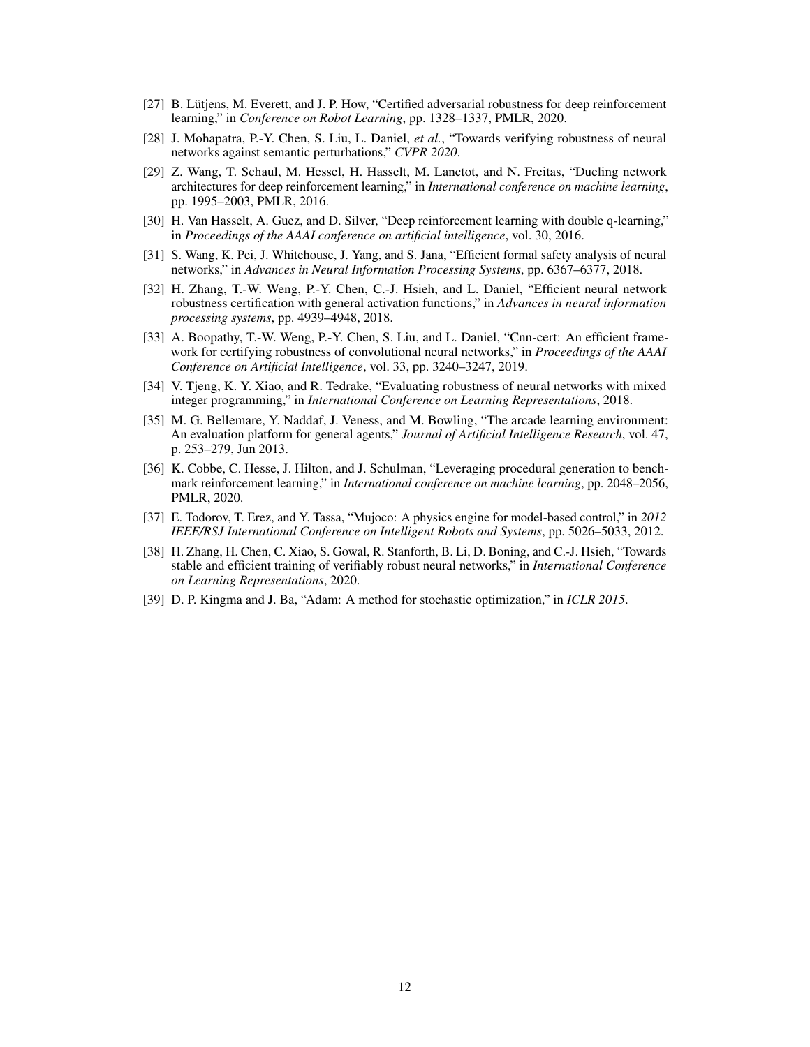[27] B. Lütjens, M. Everett, and J. P. How, "Certified adversarial robustness for deep reinforcement learning," in *Conference on Robot Learning*, pp. 1328–1337, PMLR, 2020.

[28] J. Mohapatra, P.-Y. Chen, S. Liu, L. Daniel, *et al.*, "Towards verifying robustness of neural networks against semantic perturbations," *CVPR 2020*.

[29] Z. Wang, T. Schaul, M. Hessel, H. Hasselt, M. Lanctot, and N. Freitas, "Dueling network architectures for deep reinforcement learning," in *International conference on machine learning*, pp. 1995–2003, PMLR, 2016.

[30] H. Van Hasselt, A. Guez, and D. Silver, "Deep reinforcement learning with double q-learning," in *Proceedings of the AAAI conference on artificial intelligence*, vol. 30, 2016.

[31] S. Wang, K. Pei, J. Whitehouse, J. Yang, and S. Jana, "Efficient formal safety analysis of neural networks," in *Advances in Neural Information Processing Systems*, pp. 6367–6377, 2018.

[32] H. Zhang, T.-W. Weng, P.-Y. Chen, C.-J. Hsieh, and L. Daniel, "Efficient neural network robustness certification with general activation functions," in *Advances in neural information processing systems*, pp. 4939–4948, 2018.

[33] A. Boopathy, T.-W. Weng, P.-Y. Chen, S. Liu, and L. Daniel, "Cnn-cert: An efficient framework for certifying robustness of convolutional neural networks," in *Proceedings of the AAAI Conference on Artificial Intelligence*, vol. 33, pp. 3240–3247, 2019.

[34] V. Tjeng, K. Y. Xiao, and R. Tedrake, "Evaluating robustness of neural networks with mixed integer programming," in *International Conference on Learning Representations*, 2018.

[35] M. G. Bellemare, Y. Naddaf, J. Veness, and M. Bowling, "The arcade learning environment: An evaluation platform for general agents," *Journal of Artificial Intelligence Research*, vol. 47, p. 253–279, Jun 2013.

[36] K. Cobbe, C. Hesse, J. Hilton, and J. Schulman, "Leveraging procedural generation to benchmark reinforcement learning," in *International conference on machine learning*, pp. 2048–2056, PMLR, 2020.

[37] E. Todorov, T. Erez, and Y. Tassa, "Mujoco: A physics engine for model-based control," in *2012 IEEE/RSJ International Conference on Intelligent Robots and Systems*, pp. 5026–5033, 2012.

[38] H. Zhang, H. Chen, C. Xiao, S. Gowal, R. Stanforth, B. Li, D. Boning, and C.-J. Hsieh, "Towards stable and efficient training of verifiably robust neural networks," in *International Conference on Learning Representations*, 2020.

[39] D. P. Kingma and J. Ba, "Adam: A method for stochastic optimization," in *ICLR 2015*.